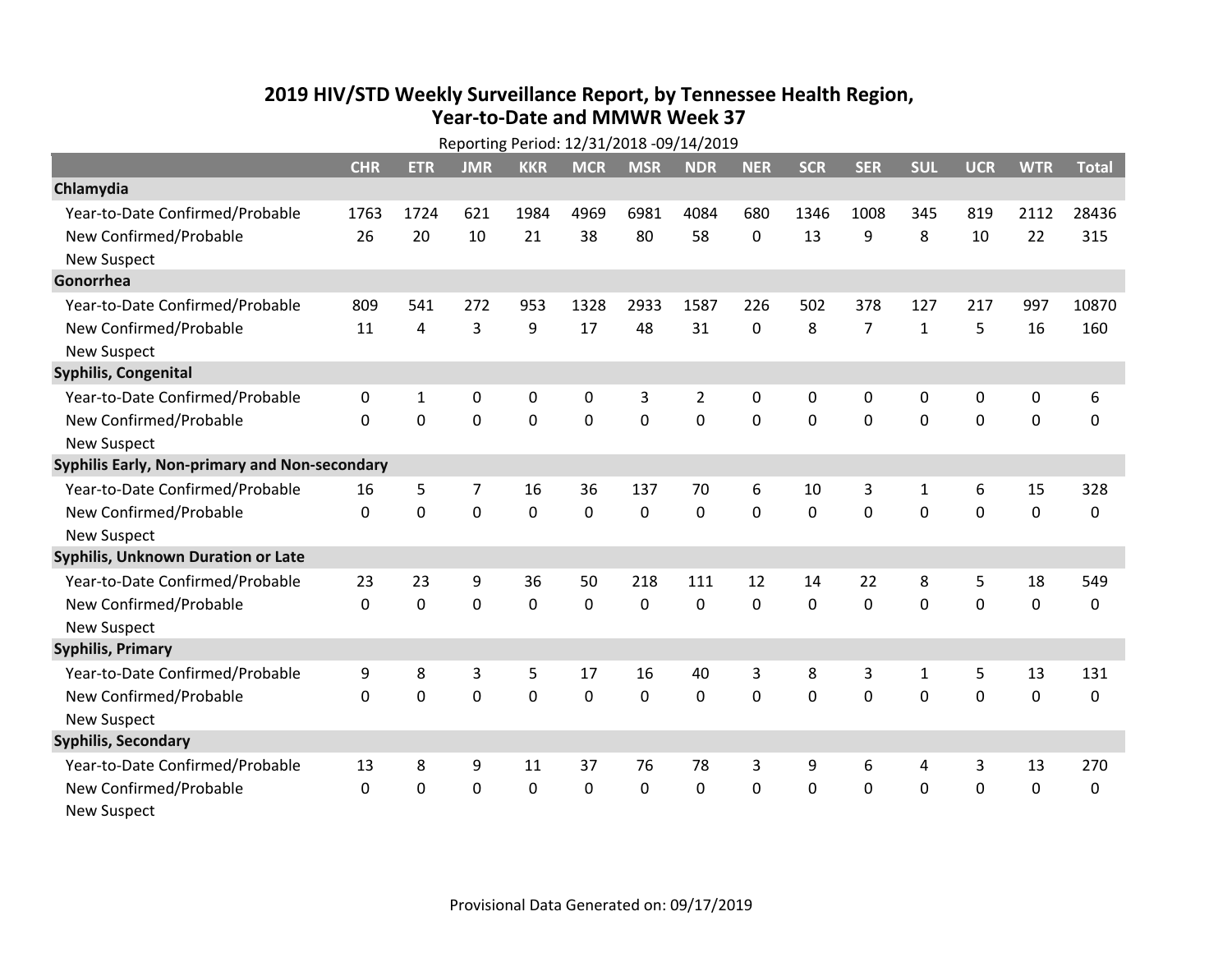# 2019 HIV/STD Weekly Surveillance Report, by Tennessee Health Region, Year-to-Date and MMWR Week 37

Reporting Period: 12/31/2018 -09/14/2019

| | CHR | ETR | JMR | KKR | MCR | MSR | NDR | NER | SCR | SER | SUL | UCR | WTR | Total |
|---|---|---|---|---|---|---|---|---|---|---|---|---|---|---|
| **Chlamydia** | | | | | | | | | | | | | | |
| Year-to-Date Confirmed/Probable | 1763 | 1724 | 621 | 1984 | 4969 | 6981 | 4084 | 680 | 1346 | 1008 | 345 | 819 | 2112 | 28436 |
| New Confirmed/Probable | 26 | 20 | 10 | 21 | 38 | 80 | 58 | 0 | 13 | 9 | 8 | 10 | 22 | 315 |
| New Suspect | | | | | | | | | | | | | | |
| **Gonorrhea** | | | | | | | | | | | | | | |
| Year-to-Date Confirmed/Probable | 809 | 541 | 272 | 953 | 1328 | 2933 | 1587 | 226 | 502 | 378 | 127 | 217 | 997 | 10870 |
| New Confirmed/Probable | 11 | 4 | 3 | 9 | 17 | 48 | 31 | 0 | 8 | 7 | 1 | 5 | 16 | 160 |
| New Suspect | | | | | | | | | | | | | | |
| **Syphilis, Congenital** | | | | | | | | | | | | | | |
| Year-to-Date Confirmed/Probable | 0 | 1 | 0 | 0 | 0 | 3 | 2 | 0 | 0 | 0 | 0 | 0 | 0 | 6 |
| New Confirmed/Probable | 0 | 0 | 0 | 0 | 0 | 0 | 0 | 0 | 0 | 0 | 0 | 0 | 0 | 0 |
| New Suspect | | | | | | | | | | | | | | |
| **Syphilis Early, Non-primary and Non-secondary** | | | | | | | | | | | | | | |
| Year-to-Date Confirmed/Probable | 16 | 5 | 7 | 16 | 36 | 137 | 70 | 6 | 10 | 3 | 1 | 6 | 15 | 328 |
| New Confirmed/Probable | 0 | 0 | 0 | 0 | 0 | 0 | 0 | 0 | 0 | 0 | 0 | 0 | 0 | 0 |
| New Suspect | | | | | | | | | | | | | | |
| **Syphilis, Unknown Duration or Late** | | | | | | | | | | | | | | |
| Year-to-Date Confirmed/Probable | 23 | 23 | 9 | 36 | 50 | 218 | 111 | 12 | 14 | 22 | 8 | 5 | 18 | 549 |
| New Confirmed/Probable | 0 | 0 | 0 | 0 | 0 | 0 | 0 | 0 | 0 | 0 | 0 | 0 | 0 | 0 |
| New Suspect | | | | | | | | | | | | | | |
| **Syphilis, Primary** | | | | | | | | | | | | | | |
| Year-to-Date Confirmed/Probable | 9 | 8 | 3 | 5 | 17 | 16 | 40 | 3 | 8 | 3 | 1 | 5 | 13 | 131 |
| New Confirmed/Probable | 0 | 0 | 0 | 0 | 0 | 0 | 0 | 0 | 0 | 0 | 0 | 0 | 0 | 0 |
| New Suspect | | | | | | | | | | | | | | |
| **Syphilis, Secondary** | | | | | | | | | | | | | | |
| Year-to-Date Confirmed/Probable | 13 | 8 | 9 | 11 | 37 | 76 | 78 | 3 | 9 | 6 | 4 | 3 | 13 | 270 |
| New Confirmed/Probable | 0 | 0 | 0 | 0 | 0 | 0 | 0 | 0 | 0 | 0 | 0 | 0 | 0 | 0 |
| New Suspect | | | | | | | | | | | | | | |

Provisional Data Generated on: 09/17/2019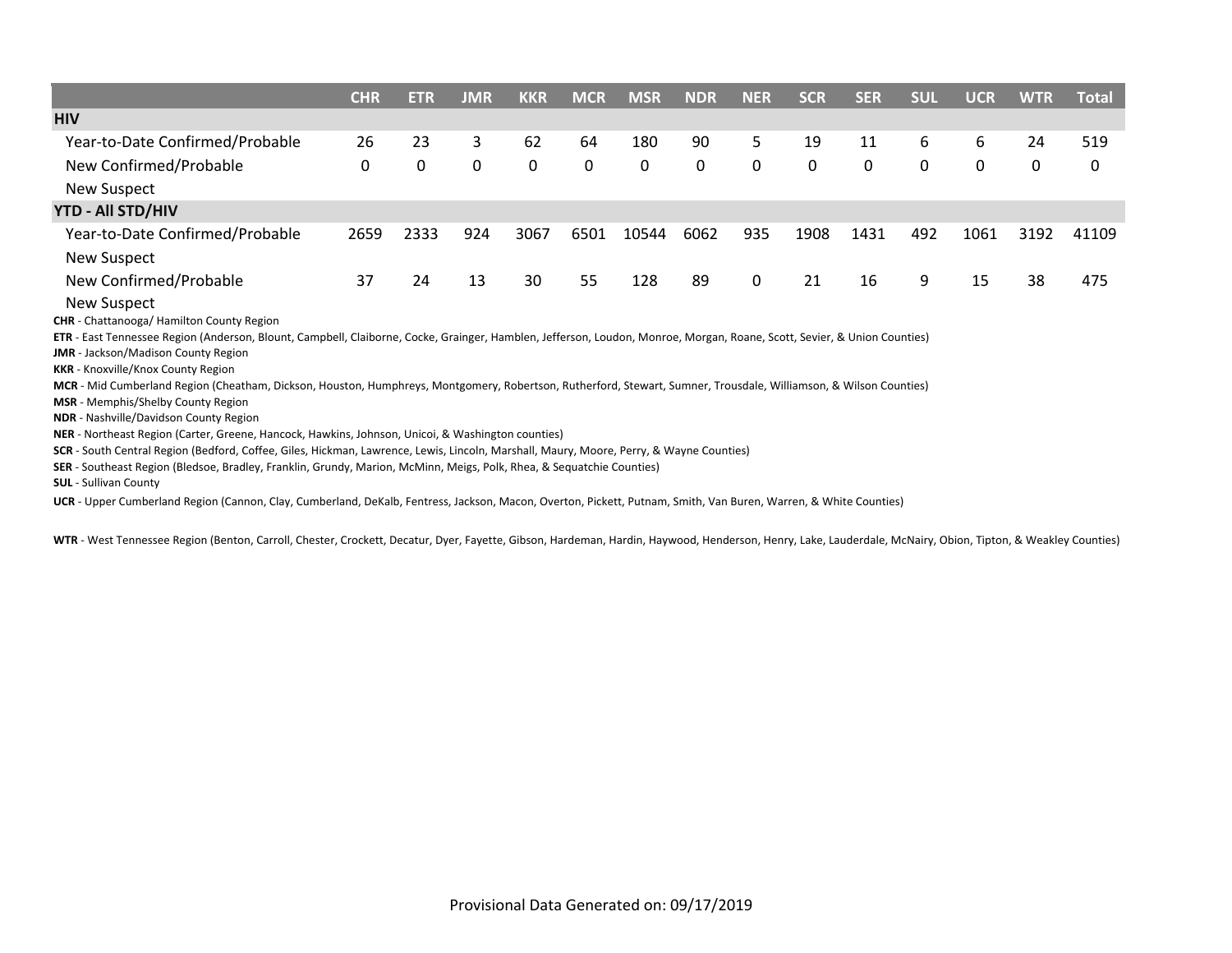| | CHR | ETR | JMR | KKR | MCR | MSR | NDR | NER | SCR | SER | SUL | UCR | WTR | Total |
|---|---|---|---|---|---|---|---|---|---|---|---|---|---|---|
| **HIV** | | | | | | | | | | | | | | |
| Year-to-Date Confirmed/Probable | 26 | 23 | 3 | 62 | 64 | 180 | 90 | 5 | 19 | 11 | 6 | 6 | 24 | 519 |
| New Confirmed/Probable | 0 | 0 | 0 | 0 | 0 | 0 | 0 | 0 | 0 | 0 | 0 | 0 | 0 | 0 |
| New Suspect | | | | | | | | | | | | | | |
| **YTD - All STD/HIV** | | | | | | | | | | | | | | |
| Year-to-Date Confirmed/Probable | 2659 | 2333 | 924 | 3067 | 6501 | 10544 | 6062 | 935 | 1908 | 1431 | 492 | 1061 | 3192 | 41109 |
| New Suspect | | | | | | | | | | | | | | |
| New Confirmed/Probable | 37 | 24 | 13 | 30 | 55 | 128 | 89 | 0 | 21 | 16 | 9 | 15 | 38 | 475 |
| New Suspect | | | | | | | | | | | | | | |

**CHR** - Chattanooga/ Hamilton County Region

**ETR** - East Tennessee Region (Anderson, Blount, Campbell, Claiborne, Cocke, Grainger, Hamblen, Jefferson, Loudon, Monroe, Morgan, Roane, Scott, Sevier, & Union Counties)

**JMR** - Jackson/Madison County Region

**KKR** - Knoxville/Knox County Region

**MCR** - Mid Cumberland Region (Cheatham, Dickson, Houston, Humphreys, Montgomery, Robertson, Rutherford, Stewart, Sumner, Trousdale, Williamson, & Wilson Counties)

**MSR** - Memphis/Shelby County Region

**NDR** - Nashville/Davidson County Region

**NER** - Northeast Region (Carter, Greene, Hancock, Hawkins, Johnson, Unicoi, & Washington counties)

**SCR** - South Central Region (Bedford, Coffee, Giles, Hickman, Lawrence, Lewis, Lincoln, Marshall, Maury, Moore, Perry, & Wayne Counties)

**SER** - Southeast Region (Bledsoe, Bradley, Franklin, Grundy, Marion, McMinn, Meigs, Polk, Rhea, & Sequatchie Counties)

**SUL** - Sullivan County

**UCR** - Upper Cumberland Region (Cannon, Clay, Cumberland, DeKalb, Fentress, Jackson, Macon, Overton, Pickett, Putnam, Smith, Van Buren, Warren, & White Counties)

**WTR** - West Tennessee Region (Benton, Carroll, Chester, Crockett, Decatur, Dyer, Fayette, Gibson, Hardeman, Hardin, Haywood, Henderson, Henry, Lake, Lauderdale, McNairy, Obion, Tipton, & Weakley Counties)

Provisional Data Generated on: 09/17/2019